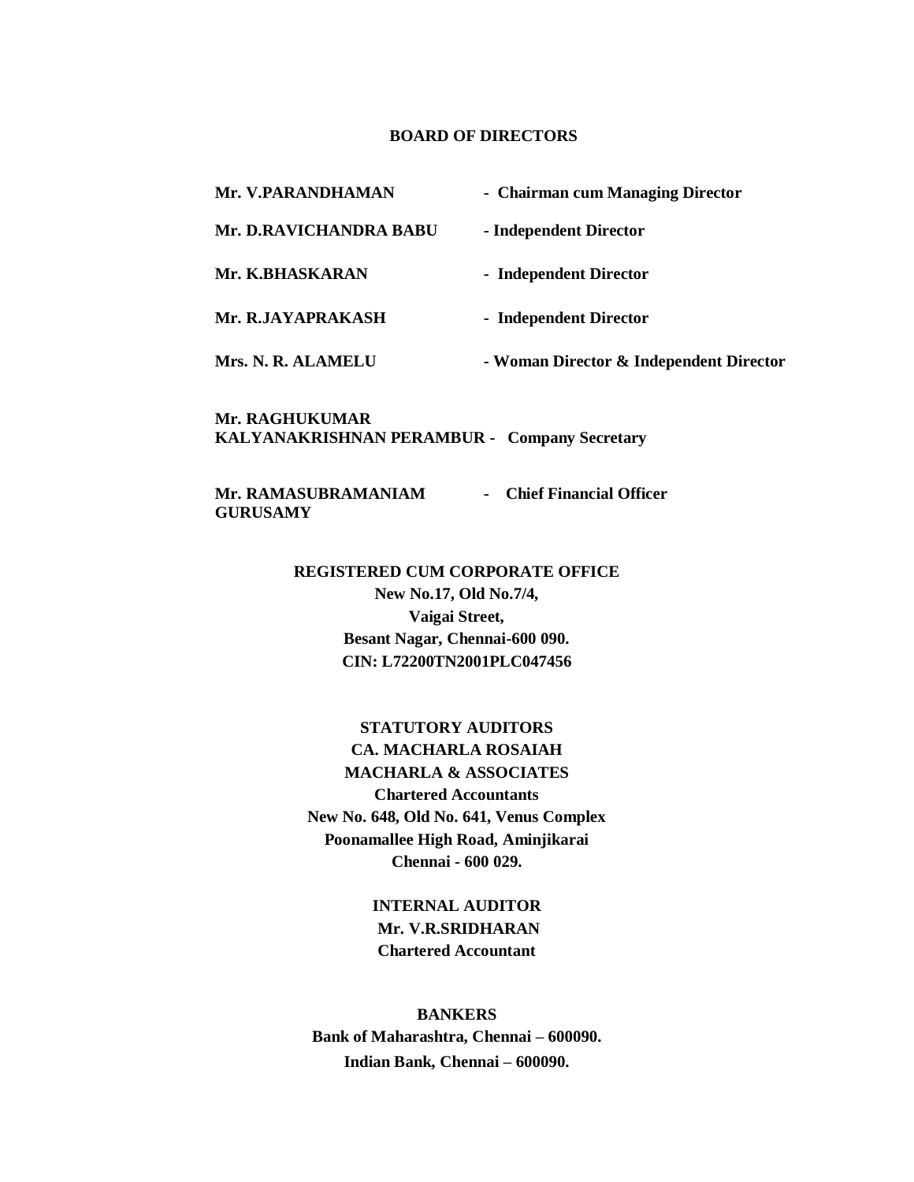## BOARD OF DIRECTORS

| | |
|---|---|
| **Mr. V.PARANDHAMAN** | **- Chairman cum Managing Director** |
| **Mr. D.RAVICHANDRA BABU** | **- Independent Director** |
| **Mr. K.BHASKARAN** | **- Independent Director** |
| **Mr. R.JAYAPRAKASH** | **- Independent Director** |
| **Mrs. N. R. ALAMELU** | **- Woman Director & Independent Director** |

**Mr. RAGHUKUMAR KALYANAKRISHNAN PERAMBUR - Company Secretary**

**Mr. RAMASUBRAMANIAM GURUSAMY - Chief Financial Officer**

**REGISTERED CUM CORPORATE OFFICE**
**New No.17, Old No.7/4,**
**Vaigai Street,**
**Besant Nagar, Chennai-600 090.**
**CIN: L72200TN2001PLC047456**

**STATUTORY AUDITORS**
**CA. MACHARLA ROSAIAH**
**MACHARLA & ASSOCIATES**
**Chartered Accountants**
**New No. 648, Old No. 641, Venus Complex**
**Poonamallee High Road, Aminjikarai**
**Chennai - 600 029.**

**INTERNAL AUDITOR**
**Mr. V.R.SRIDHARAN**
**Chartered Accountant**

**BANKERS**
**Bank of Maharashtra, Chennai – 600090.**
**Indian Bank, Chennai – 600090.**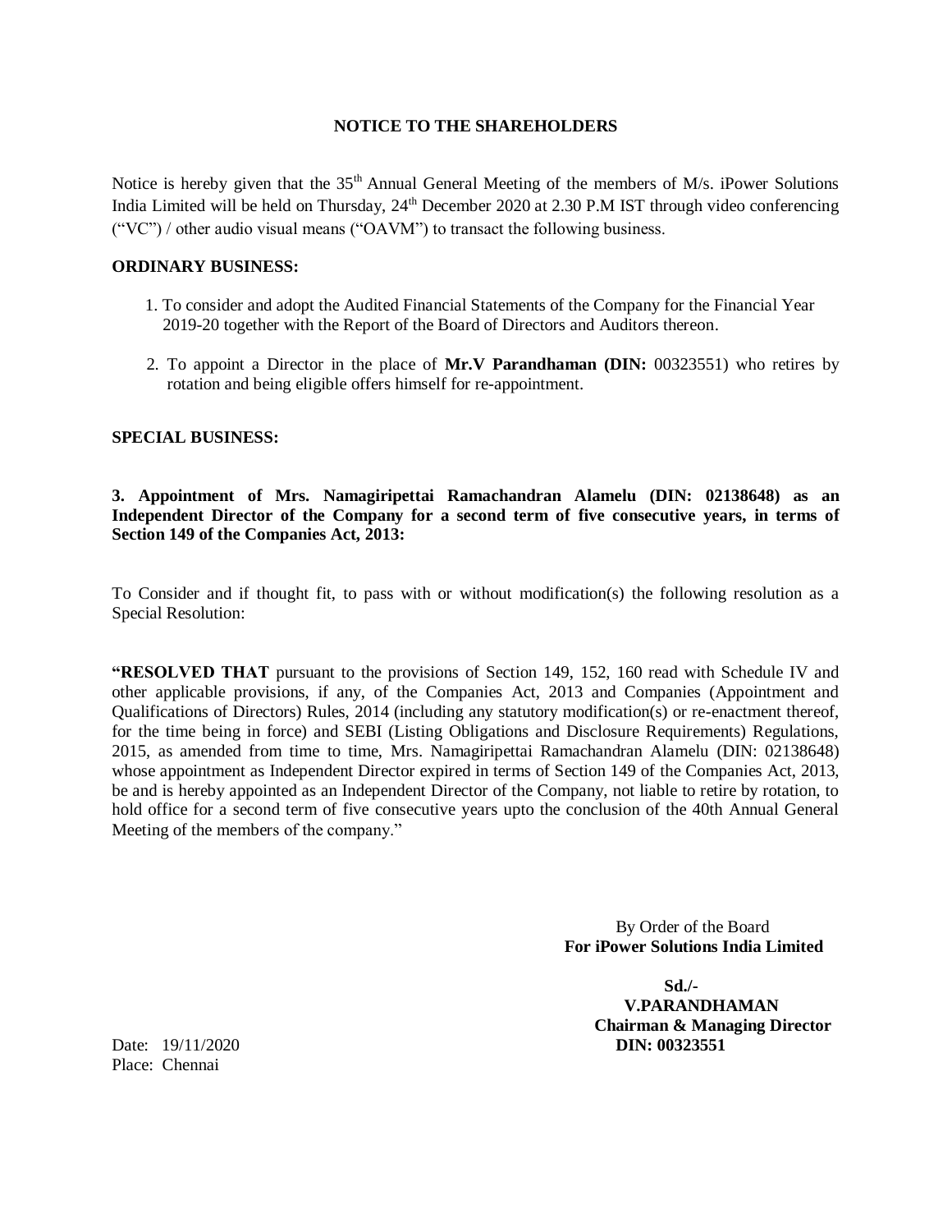## NOTICE TO THE SHAREHOLDERS

Notice is hereby given that the 35th Annual General Meeting of the members of M/s. iPower Solutions India Limited will be held on Thursday, 24th December 2020 at 2.30 P.M IST through video conferencing ("VC") / other audio visual means ("OAVM") to transact the following business.

**ORDINARY BUSINESS:**

1. To consider and adopt the Audited Financial Statements of the Company for the Financial Year 2019-20 together with the Report of the Board of Directors and Auditors thereon.
2. To appoint a Director in the place of **Mr.V Parandhaman (DIN:** 00323551) who retires by rotation and being eligible offers himself for re-appointment.

**SPECIAL BUSINESS:**

**3. Appointment of Mrs. Namagiripettai Ramachandran Alamelu (DIN: 02138648) as an Independent Director of the Company for a second term of five consecutive years, in terms of Section 149 of the Companies Act, 2013:**

To Consider and if thought fit, to pass with or without modification(s) the following resolution as a Special Resolution:

**"RESOLVED THAT** pursuant to the provisions of Section 149, 152, 160 read with Schedule IV and other applicable provisions, if any, of the Companies Act, 2013 and Companies (Appointment and Qualifications of Directors) Rules, 2014 (including any statutory modification(s) or re-enactment thereof, for the time being in force) and SEBI (Listing Obligations and Disclosure Requirements) Regulations, 2015, as amended from time to time, Mrs. Namagiripettai Ramachandran Alamelu (DIN: 02138648) whose appointment as Independent Director expired in terms of Section 149 of the Companies Act, 2013, be and is hereby appointed as an Independent Director of the Company, not liable to retire by rotation, to hold office for a second term of five consecutive years upto the conclusion of the 40th Annual General Meeting of the members of the company."

By Order of the Board
**For iPower Solutions India Limited**

**Sd./-**
**V.PARANDHAMAN**
**Chairman & Managing Director**
**DIN: 00323551**

Date: 19/11/2020
Place: Chennai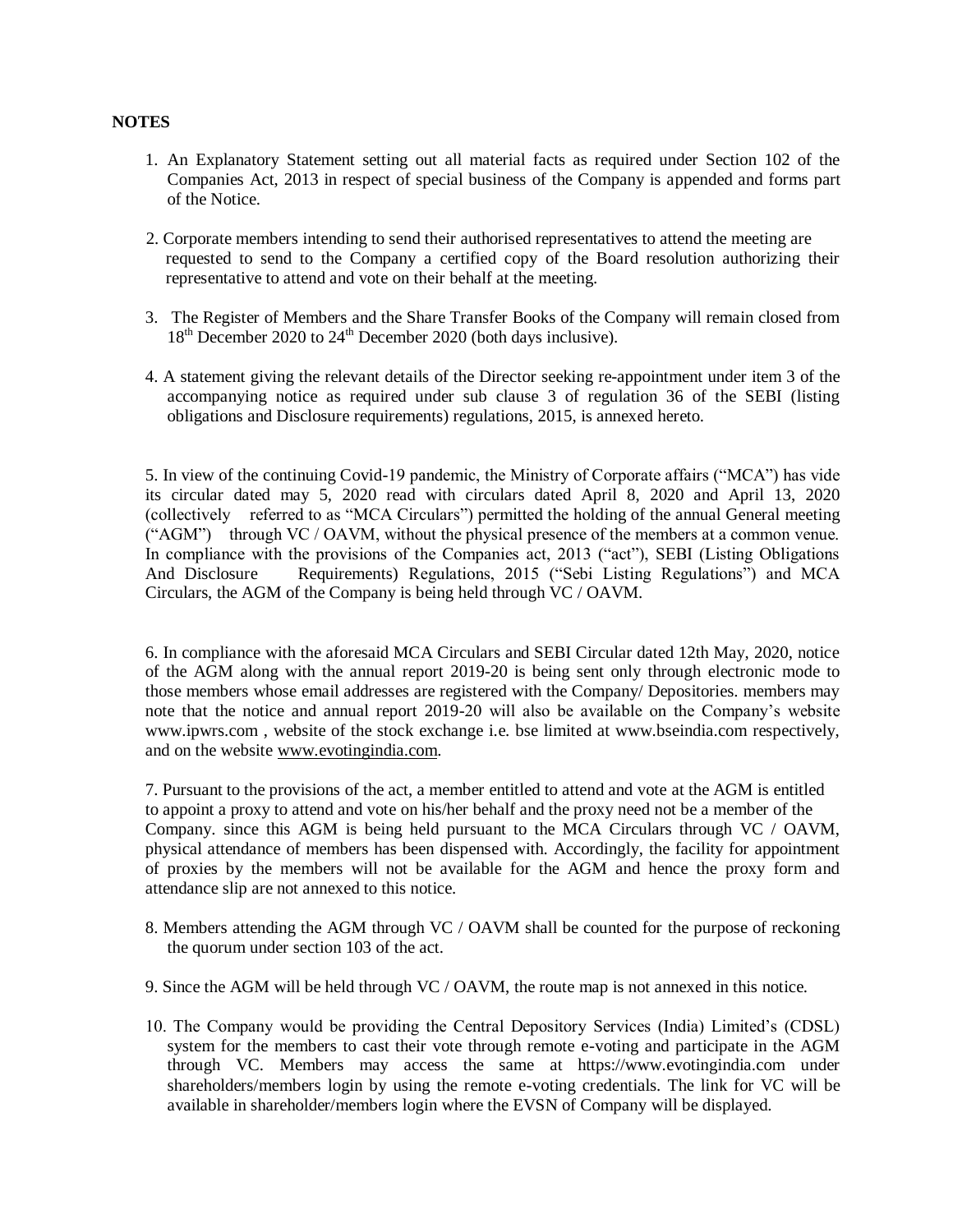**NOTES**

1. An Explanatory Statement setting out all material facts as required under Section 102 of the Companies Act, 2013 in respect of special business of the Company is appended and forms part of the Notice.

2. Corporate members intending to send their authorised representatives to attend the meeting are requested to send to the Company a certified copy of the Board resolution authorizing their representative to attend and vote on their behalf at the meeting.

3. The Register of Members and the Share Transfer Books of the Company will remain closed from 18th December 2020 to 24th December 2020 (both days inclusive).

4. A statement giving the relevant details of the Director seeking re-appointment under item 3 of the accompanying notice as required under sub clause 3 of regulation 36 of the SEBI (listing obligations and Disclosure requirements) regulations, 2015, is annexed hereto.

5. In view of the continuing Covid-19 pandemic, the Ministry of Corporate affairs ("MCA") has vide its circular dated may 5, 2020 read with circulars dated April 8, 2020 and April 13, 2020 (collectively referred to as "MCA Circulars") permitted the holding of the annual General meeting ("AGM") through VC / OAVM, without the physical presence of the members at a common venue. In compliance with the provisions of the Companies act, 2013 ("act"), SEBI (Listing Obligations And Disclosure Requirements) Regulations, 2015 ("Sebi Listing Regulations") and MCA Circulars, the AGM of the Company is being held through VC / OAVM.

6. In compliance with the aforesaid MCA Circulars and SEBI Circular dated 12th May, 2020, notice of the AGM along with the annual report 2019-20 is being sent only through electronic mode to those members whose email addresses are registered with the Company/ Depositories. members may note that the notice and annual report 2019-20 will also be available on the Company's website www.ipwrs.com , website of the stock exchange i.e. bse limited at www.bseindia.com respectively, and on the website www.evotingindia.com.

7. Pursuant to the provisions of the act, a member entitled to attend and vote at the AGM is entitled to appoint a proxy to attend and vote on his/her behalf and the proxy need not be a member of the Company. since this AGM is being held pursuant to the MCA Circulars through VC / OAVM, physical attendance of members has been dispensed with. Accordingly, the facility for appointment of proxies by the members will not be available for the AGM and hence the proxy form and attendance slip are not annexed to this notice.

8. Members attending the AGM through VC / OAVM shall be counted for the purpose of reckoning the quorum under section 103 of the act.

9. Since the AGM will be held through VC / OAVM, the route map is not annexed in this notice.

10. The Company would be providing the Central Depository Services (India) Limited's (CDSL) system for the members to cast their vote through remote e-voting and participate in the AGM through VC. Members may access the same at https://www.evotingindia.com under shareholders/members login by using the remote e-voting credentials. The link for VC will be available in shareholder/members login where the EVSN of Company will be displayed.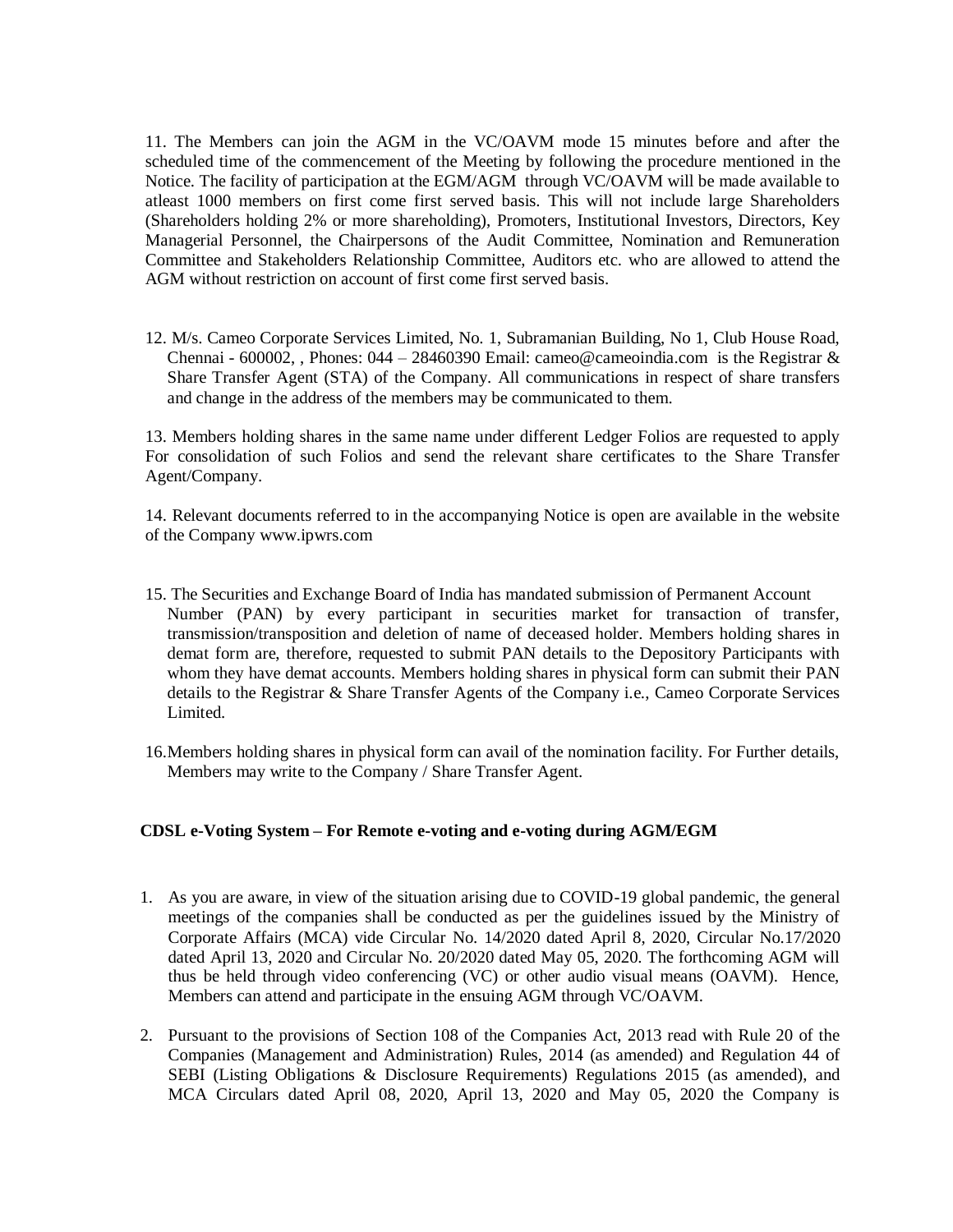11. The Members can join the AGM in the VC/OAVM mode 15 minutes before and after the scheduled time of the commencement of the Meeting by following the procedure mentioned in the Notice. The facility of participation at the EGM/AGM through VC/OAVM will be made available to atleast 1000 members on first come first served basis. This will not include large Shareholders (Shareholders holding 2% or more shareholding), Promoters, Institutional Investors, Directors, Key Managerial Personnel, the Chairpersons of the Audit Committee, Nomination and Remuneration Committee and Stakeholders Relationship Committee, Auditors etc. who are allowed to attend the AGM without restriction on account of first come first served basis.

12. M/s. Cameo Corporate Services Limited, No. 1, Subramanian Building, No 1, Club House Road, Chennai - 600002, , Phones: 044 – 28460390 Email: cameo@cameoindia.com is the Registrar & Share Transfer Agent (STA) of the Company. All communications in respect of share transfers and change in the address of the members may be communicated to them.

13. Members holding shares in the same name under different Ledger Folios are requested to apply For consolidation of such Folios and send the relevant share certificates to the Share Transfer Agent/Company.

14. Relevant documents referred to in the accompanying Notice is open are available in the website of the Company www.ipwrs.com

15. The Securities and Exchange Board of India has mandated submission of Permanent Account Number (PAN) by every participant in securities market for transaction of transfer, transmission/transposition and deletion of name of deceased holder. Members holding shares in demat form are, therefore, requested to submit PAN details to the Depository Participants with whom they have demat accounts. Members holding shares in physical form can submit their PAN details to the Registrar & Share Transfer Agents of the Company i.e., Cameo Corporate Services Limited.

16. Members holding shares in physical form can avail of the nomination facility. For Further details, Members may write to the Company / Share Transfer Agent.

**CDSL e-Voting System – For Remote e-voting and e-voting during AGM/EGM**

1. As you are aware, in view of the situation arising due to COVID-19 global pandemic, the general meetings of the companies shall be conducted as per the guidelines issued by the Ministry of Corporate Affairs (MCA) vide Circular No. 14/2020 dated April 8, 2020, Circular No.17/2020 dated April 13, 2020 and Circular No. 20/2020 dated May 05, 2020. The forthcoming AGM will thus be held through video conferencing (VC) or other audio visual means (OAVM). Hence, Members can attend and participate in the ensuing AGM through VC/OAVM.

2. Pursuant to the provisions of Section 108 of the Companies Act, 2013 read with Rule 20 of the Companies (Management and Administration) Rules, 2014 (as amended) and Regulation 44 of SEBI (Listing Obligations & Disclosure Requirements) Regulations 2015 (as amended), and MCA Circulars dated April 08, 2020, April 13, 2020 and May 05, 2020 the Company is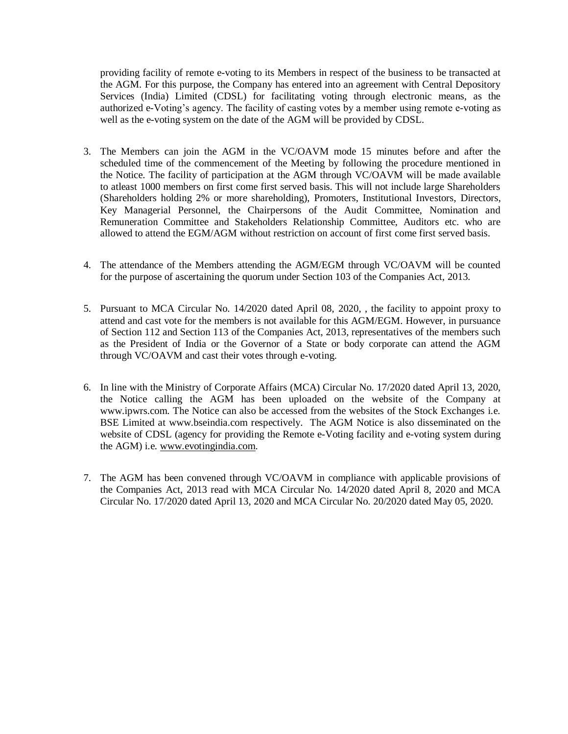providing facility of remote e-voting to its Members in respect of the business to be transacted at the AGM. For this purpose, the Company has entered into an agreement with Central Depository Services (India) Limited (CDSL) for facilitating voting through electronic means, as the authorized e-Voting's agency. The facility of casting votes by a member using remote e-voting as well as the e-voting system on the date of the AGM will be provided by CDSL.

3. The Members can join the AGM in the VC/OAVM mode 15 minutes before and after the scheduled time of the commencement of the Meeting by following the procedure mentioned in the Notice. The facility of participation at the AGM through VC/OAVM will be made available to atleast 1000 members on first come first served basis. This will not include large Shareholders (Shareholders holding 2% or more shareholding), Promoters, Institutional Investors, Directors, Key Managerial Personnel, the Chairpersons of the Audit Committee, Nomination and Remuneration Committee and Stakeholders Relationship Committee, Auditors etc. who are allowed to attend the EGM/AGM without restriction on account of first come first served basis.

4. The attendance of the Members attending the AGM/EGM through VC/OAVM will be counted for the purpose of ascertaining the quorum under Section 103 of the Companies Act, 2013.

5. Pursuant to MCA Circular No. 14/2020 dated April 08, 2020, , the facility to appoint proxy to attend and cast vote for the members is not available for this AGM/EGM. However, in pursuance of Section 112 and Section 113 of the Companies Act, 2013, representatives of the members such as the President of India or the Governor of a State or body corporate can attend the AGM through VC/OAVM and cast their votes through e-voting.

6. In line with the Ministry of Corporate Affairs (MCA) Circular No. 17/2020 dated April 13, 2020, the Notice calling the AGM has been uploaded on the website of the Company at www.ipwrs.com. The Notice can also be accessed from the websites of the Stock Exchanges i.e. BSE Limited at www.bseindia.com respectively. The AGM Notice is also disseminated on the website of CDSL (agency for providing the Remote e-Voting facility and e-voting system during the AGM) i.e. www.evotingindia.com.

7. The AGM has been convened through VC/OAVM in compliance with applicable provisions of the Companies Act, 2013 read with MCA Circular No. 14/2020 dated April 8, 2020 and MCA Circular No. 17/2020 dated April 13, 2020 and MCA Circular No. 20/2020 dated May 05, 2020.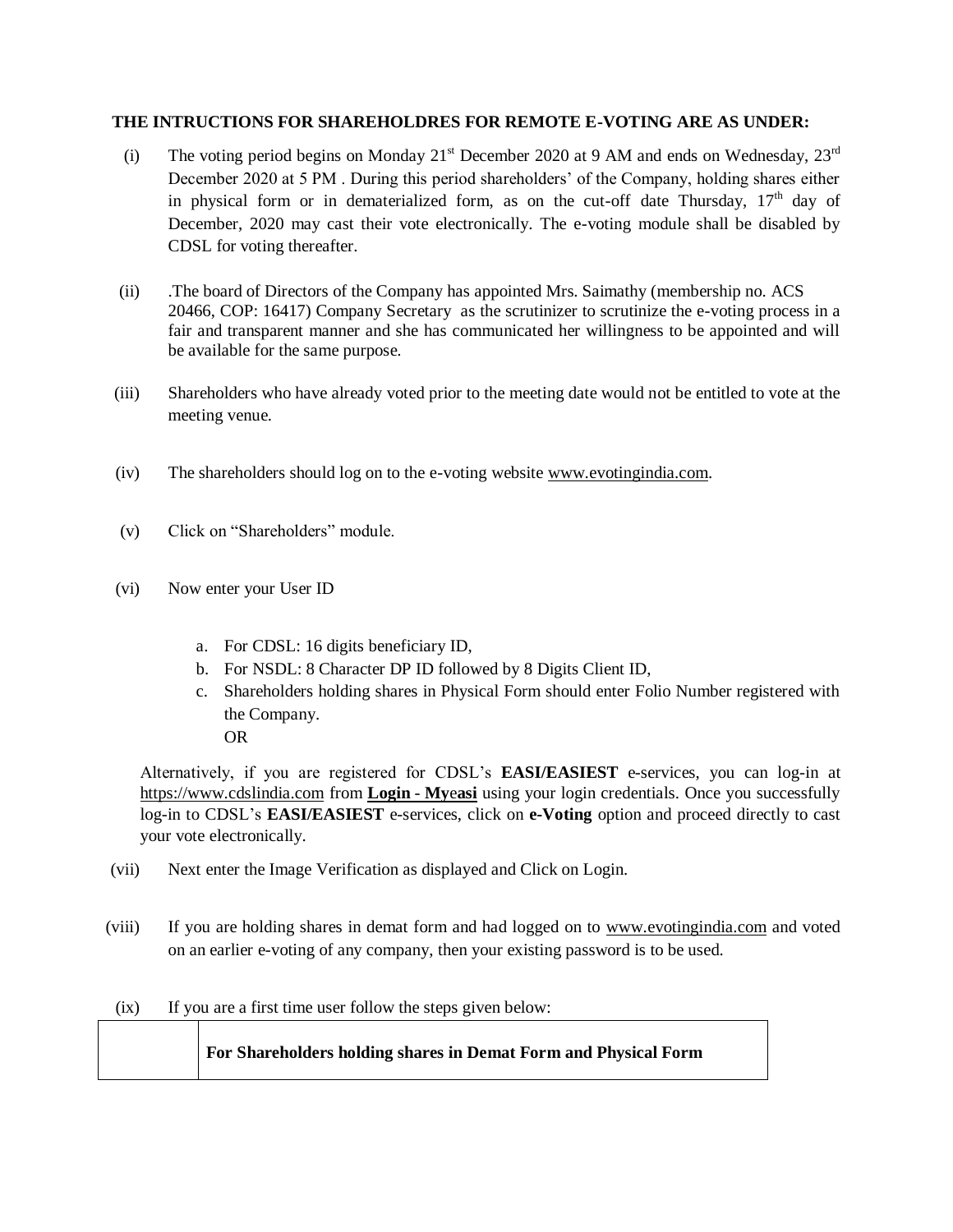**THE INTRUCTIONS FOR SHAREHOLDRES FOR REMOTE E-VOTING ARE AS UNDER:**

(i) The voting period begins on Monday 21st December 2020 at 9 AM and ends on Wednesday, 23rd December 2020 at 5 PM . During this period shareholders' of the Company, holding shares either in physical form or in dematerialized form, as on the cut-off date Thursday, 17th day of December, 2020 may cast their vote electronically. The e-voting module shall be disabled by CDSL for voting thereafter.

(ii) .The board of Directors of the Company has appointed Mrs. Saimathy (membership no. ACS 20466, COP: 16417) Company Secretary as the scrutinizer to scrutinize the e-voting process in a fair and transparent manner and she has communicated her willingness to be appointed and will be available for the same purpose.

(iii) Shareholders who have already voted prior to the meeting date would not be entitled to vote at the meeting venue.

(iv) The shareholders should log on to the e-voting website www.evotingindia.com.

(v) Click on "Shareholders" module.

(vi) Now enter your User ID

a. For CDSL: 16 digits beneficiary ID,
b. For NSDL: 8 Character DP ID followed by 8 Digits Client ID,
c. Shareholders holding shares in Physical Form should enter Folio Number registered with the Company.
OR

Alternatively, if you are registered for CDSL's **EASI/EASIEST** e-services, you can log-in at https://www.cdslindia.com from **Login - Myeasi** using your login credentials. Once you successfully log-in to CDSL's **EASI/EASIEST** e-services, click on **e-Voting** option and proceed directly to cast your vote electronically.

(vii) Next enter the Image Verification as displayed and Click on Login.

(viii) If you are holding shares in demat form and had logged on to www.evotingindia.com and voted on an earlier e-voting of any company, then your existing password is to be used.

(ix) If you are a first time user follow the steps given below:

| | **For Shareholders holding shares in Demat Form and Physical Form** |
|---|---|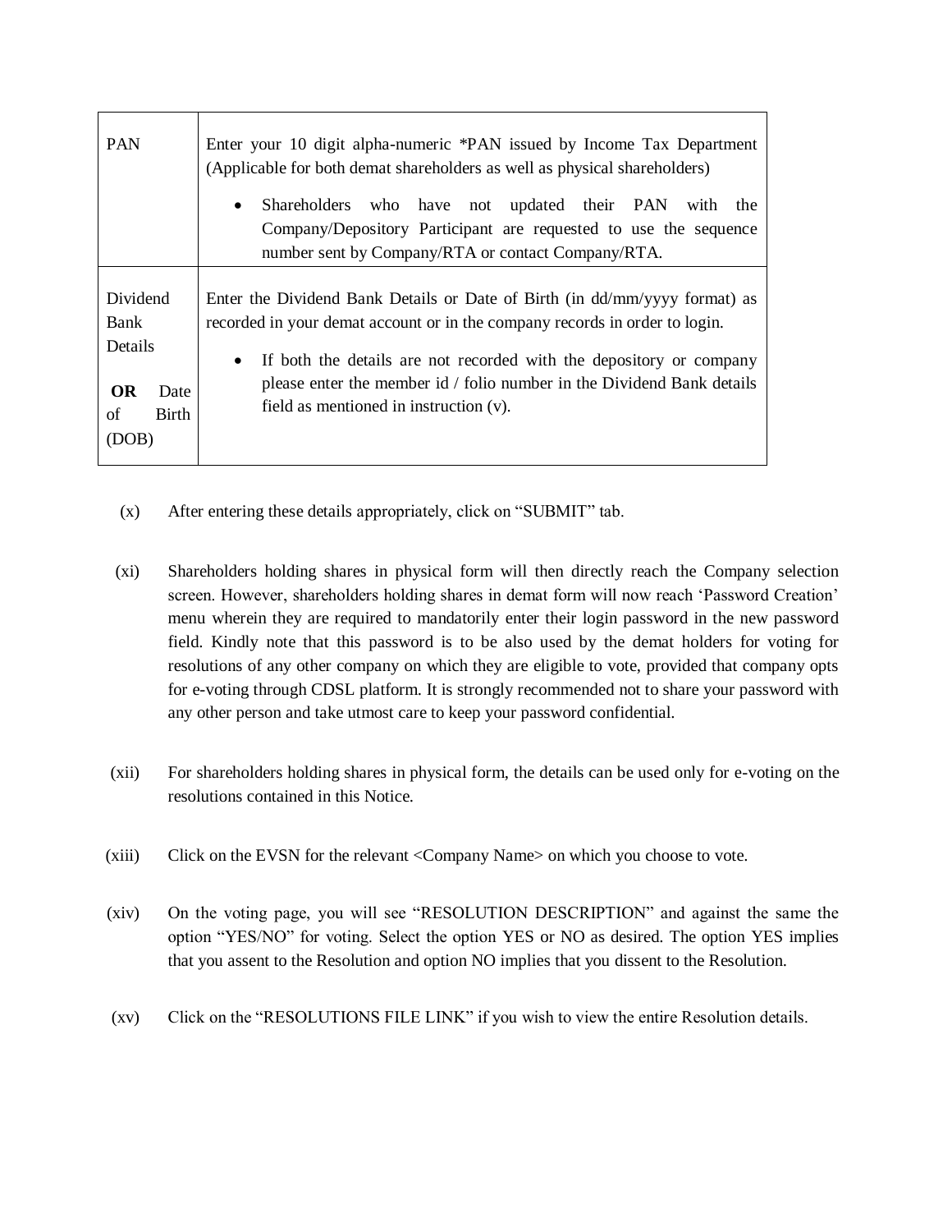| | |
|---|---|
| PAN | Enter your 10 digit alpha-numeric *PAN issued by Income Tax Department (Applicable for both demat shareholders as well as physical shareholders)<br>• Shareholders who have not updated their PAN with the Company/Depository Participant are requested to use the sequence number sent by Company/RTA or contact Company/RTA. |
| Dividend Bank Details **OR** Date of Birth (DOB) | Enter the Dividend Bank Details or Date of Birth (in dd/mm/yyyy format) as recorded in your demat account or in the company records in order to login.<br>• If both the details are not recorded with the depository or company please enter the member id / folio number in the Dividend Bank details field as mentioned in instruction (v). |

(x) After entering these details appropriately, click on "SUBMIT" tab.

(xi) Shareholders holding shares in physical form will then directly reach the Company selection screen. However, shareholders holding shares in demat form will now reach 'Password Creation' menu wherein they are required to mandatorily enter their login password in the new password field. Kindly note that this password is to be also used by the demat holders for voting for resolutions of any other company on which they are eligible to vote, provided that company opts for e-voting through CDSL platform. It is strongly recommended not to share your password with any other person and take utmost care to keep your password confidential.

(xii) For shareholders holding shares in physical form, the details can be used only for e-voting on the resolutions contained in this Notice.

(xiii) Click on the EVSN for the relevant <Company Name> on which you choose to vote.

(xiv) On the voting page, you will see "RESOLUTION DESCRIPTION" and against the same the option "YES/NO" for voting. Select the option YES or NO as desired. The option YES implies that you assent to the Resolution and option NO implies that you dissent to the Resolution.

(xv) Click on the "RESOLUTIONS FILE LINK" if you wish to view the entire Resolution details.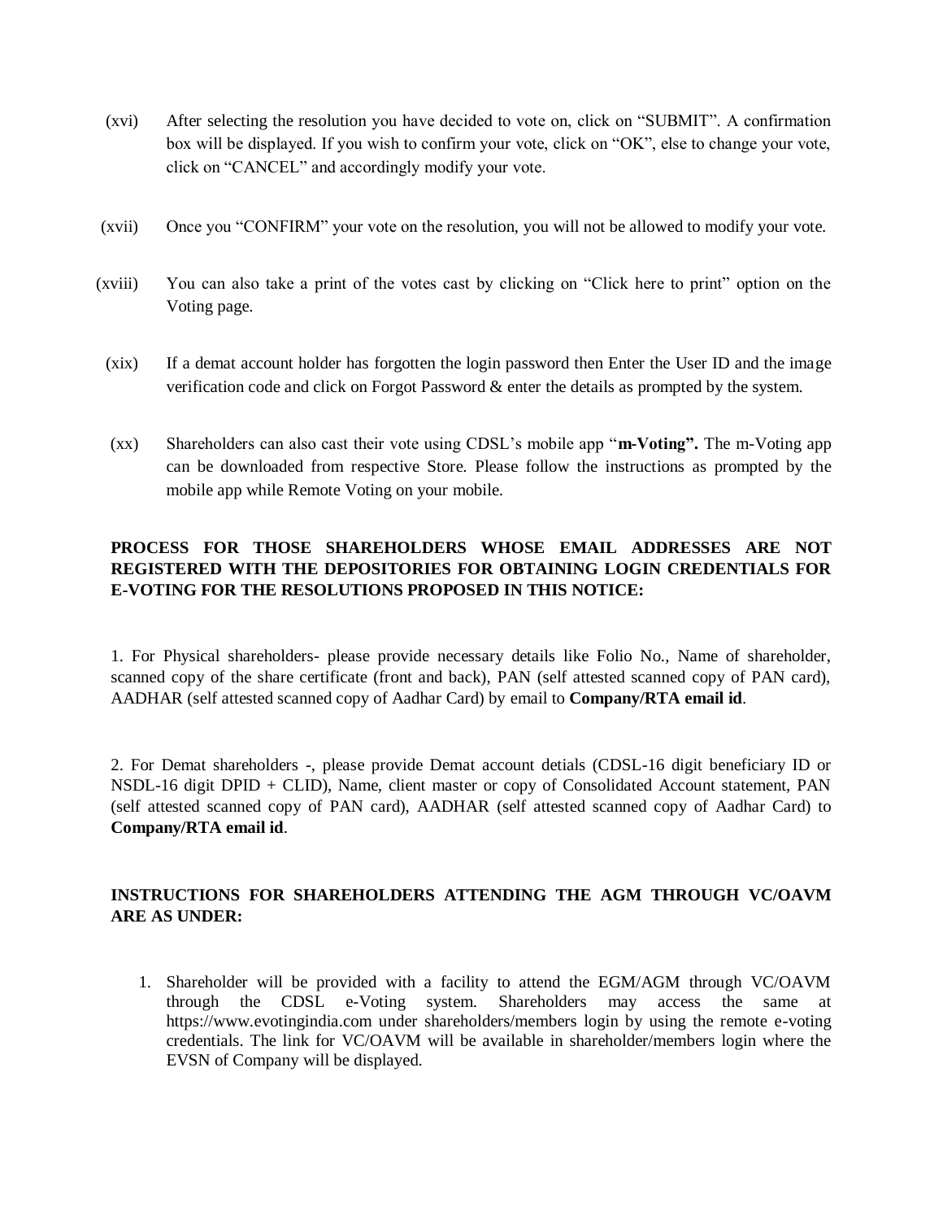(xvi) After selecting the resolution you have decided to vote on, click on "SUBMIT". A confirmation box will be displayed. If you wish to confirm your vote, click on "OK", else to change your vote, click on "CANCEL" and accordingly modify your vote.

(xvii) Once you "CONFIRM" your vote on the resolution, you will not be allowed to modify your vote.

(xviii) You can also take a print of the votes cast by clicking on "Click here to print" option on the Voting page.

(xix) If a demat account holder has forgotten the login password then Enter the User ID and the image verification code and click on Forgot Password & enter the details as prompted by the system.

(xx) Shareholders can also cast their vote using CDSL's mobile app "**m-Voting".** The m-Voting app can be downloaded from respective Store. Please follow the instructions as prompted by the mobile app while Remote Voting on your mobile.

**PROCESS FOR THOSE SHAREHOLDERS WHOSE EMAIL ADDRESSES ARE NOT REGISTERED WITH THE DEPOSITORIES FOR OBTAINING LOGIN CREDENTIALS FOR E-VOTING FOR THE RESOLUTIONS PROPOSED IN THIS NOTICE:**

1. For Physical shareholders- please provide necessary details like Folio No., Name of shareholder, scanned copy of the share certificate (front and back), PAN (self attested scanned copy of PAN card), AADHAR (self attested scanned copy of Aadhar Card) by email to **Company/RTA email id**.

2. For Demat shareholders -, please provide Demat account detials (CDSL-16 digit beneficiary ID or NSDL-16 digit DPID + CLID), Name, client master or copy of Consolidated Account statement, PAN (self attested scanned copy of PAN card), AADHAR (self attested scanned copy of Aadhar Card) to **Company/RTA email id**.

**INSTRUCTIONS FOR SHAREHOLDERS ATTENDING THE AGM THROUGH VC/OAVM ARE AS UNDER:**

1. Shareholder will be provided with a facility to attend the EGM/AGM through VC/OAVM through the CDSL e-Voting system. Shareholders may access the same at https://www.evotingindia.com under shareholders/members login by using the remote e-voting credentials. The link for VC/OAVM will be available in shareholder/members login where the EVSN of Company will be displayed.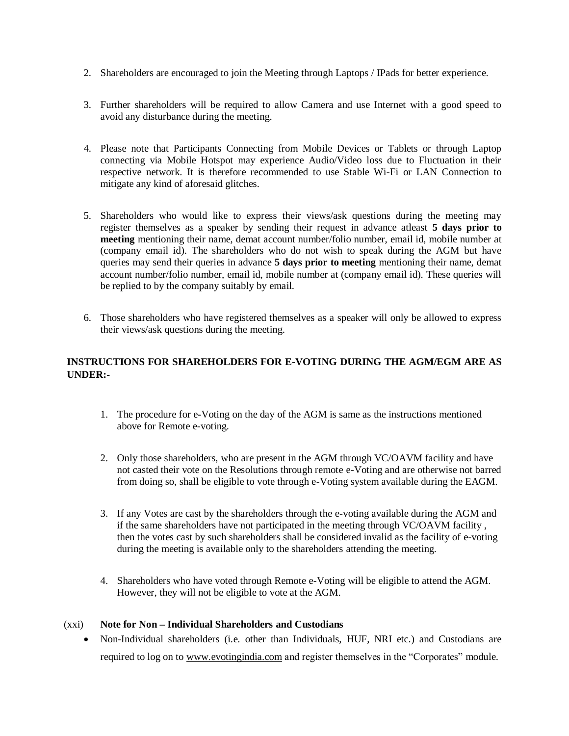2. Shareholders are encouraged to join the Meeting through Laptops / IPads for better experience.

3. Further shareholders will be required to allow Camera and use Internet with a good speed to avoid any disturbance during the meeting.

4. Please note that Participants Connecting from Mobile Devices or Tablets or through Laptop connecting via Mobile Hotspot may experience Audio/Video loss due to Fluctuation in their respective network. It is therefore recommended to use Stable Wi-Fi or LAN Connection to mitigate any kind of aforesaid glitches.

5. Shareholders who would like to express their views/ask questions during the meeting may register themselves as a speaker by sending their request in advance atleast **5 days prior to meeting** mentioning their name, demat account number/folio number, email id, mobile number at (company email id). The shareholders who do not wish to speak during the AGM but have queries may send their queries in advance **5 days prior to meeting** mentioning their name, demat account number/folio number, email id, mobile number at (company email id). These queries will be replied to by the company suitably by email.

6. Those shareholders who have registered themselves as a speaker will only be allowed to express their views/ask questions during the meeting.

**INSTRUCTIONS FOR SHAREHOLDERS FOR E-VOTING DURING THE AGM/EGM ARE AS UNDER:-**

1. The procedure for e-Voting on the day of the AGM is same as the instructions mentioned above for Remote e-voting.

2. Only those shareholders, who are present in the AGM through VC/OAVM facility and have not casted their vote on the Resolutions through remote e-Voting and are otherwise not barred from doing so, shall be eligible to vote through e-Voting system available during the EAGM.

3. If any Votes are cast by the shareholders through the e-voting available during the AGM and if the same shareholders have not participated in the meeting through VC/OAVM facility , then the votes cast by such shareholders shall be considered invalid as the facility of e-voting during the meeting is available only to the shareholders attending the meeting.

4. Shareholders who have voted through Remote e-Voting will be eligible to attend the AGM. However, they will not be eligible to vote at the AGM.

(xxi) **Note for Non – Individual Shareholders and Custodians**

- Non-Individual shareholders (i.e. other than Individuals, HUF, NRI etc.) and Custodians are required to log on to www.evotingindia.com and register themselves in the "Corporates" module.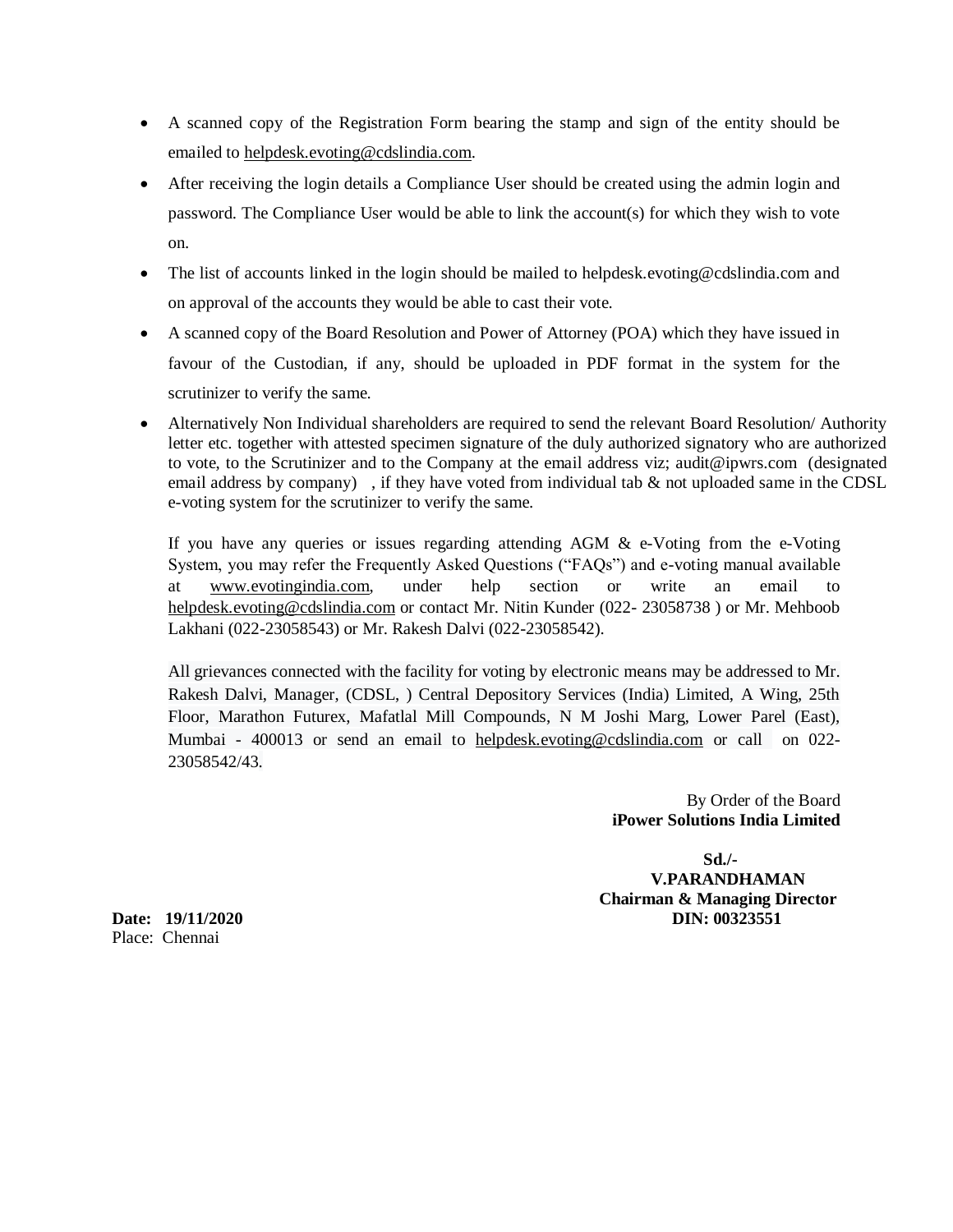- A scanned copy of the Registration Form bearing the stamp and sign of the entity should be emailed to helpdesk.evoting@cdslindia.com.
- After receiving the login details a Compliance User should be created using the admin login and password. The Compliance User would be able to link the account(s) for which they wish to vote on.
- The list of accounts linked in the login should be mailed to helpdesk.evoting@cdslindia.com and on approval of the accounts they would be able to cast their vote.
- A scanned copy of the Board Resolution and Power of Attorney (POA) which they have issued in favour of the Custodian, if any, should be uploaded in PDF format in the system for the scrutinizer to verify the same.
- Alternatively Non Individual shareholders are required to send the relevant Board Resolution/ Authority letter etc. together with attested specimen signature of the duly authorized signatory who are authorized to vote, to the Scrutinizer and to the Company at the email address viz; audit@ipwrs.com (designated email address by company) , if they have voted from individual tab & not uploaded same in the CDSL e-voting system for the scrutinizer to verify the same.

  If you have any queries or issues regarding attending AGM & e-Voting from the e-Voting System, you may refer the Frequently Asked Questions ("FAQs") and e-voting manual available at www.evotingindia.com, under help section or write an email to helpdesk.evoting@cdslindia.com or contact Mr. Nitin Kunder (022- 23058738 ) or Mr. Mehboob Lakhani (022-23058543) or Mr. Rakesh Dalvi (022-23058542).

  All grievances connected with the facility for voting by electronic means may be addressed to Mr. Rakesh Dalvi, Manager, (CDSL, ) Central Depository Services (India) Limited, A Wing, 25th Floor, Marathon Futurex, Mafatlal Mill Compounds, N M Joshi Marg, Lower Parel (East), Mumbai - 400013 or send an email to helpdesk.evoting@cdslindia.com or call on 022-23058542/43.

By Order of the Board
**iPower Solutions India Limited**

**Sd./-**
**V.PARANDHAMAN**
**Chairman & Managing Director**
**DIN: 00323551**

**Date: 19/11/2020**
Place: Chennai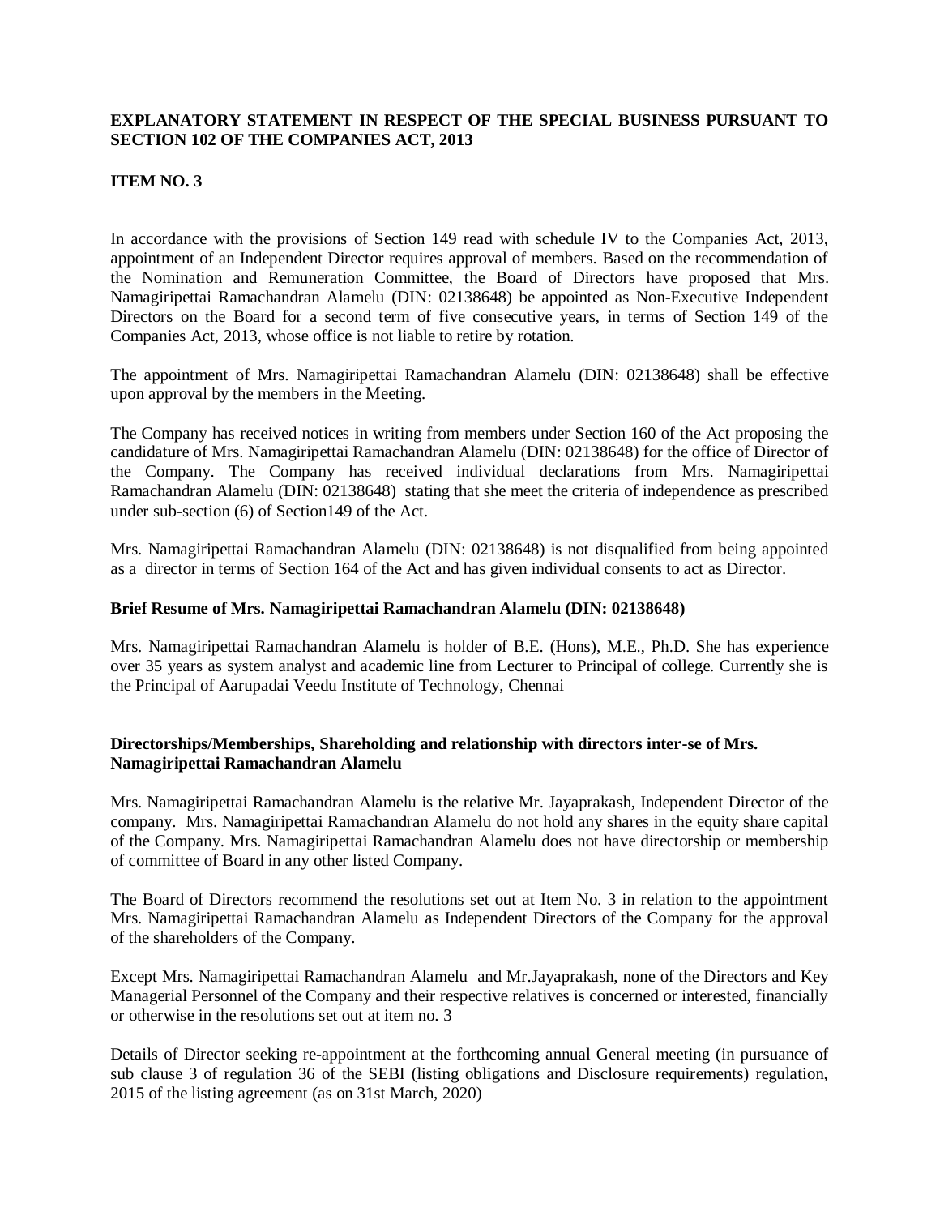**EXPLANATORY STATEMENT IN RESPECT OF THE SPECIAL BUSINESS PURSUANT TO SECTION 102 OF THE COMPANIES ACT, 2013**

**ITEM NO. 3**

In accordance with the provisions of Section 149 read with schedule IV to the Companies Act, 2013, appointment of an Independent Director requires approval of members. Based on the recommendation of the Nomination and Remuneration Committee, the Board of Directors have proposed that Mrs. Namagiripettai Ramachandran Alamelu (DIN: 02138648) be appointed as Non-Executive Independent Directors on the Board for a second term of five consecutive years, in terms of Section 149 of the Companies Act, 2013, whose office is not liable to retire by rotation.

The appointment of Mrs. Namagiripettai Ramachandran Alamelu (DIN: 02138648) shall be effective upon approval by the members in the Meeting.

The Company has received notices in writing from members under Section 160 of the Act proposing the candidature of Mrs. Namagiripettai Ramachandran Alamelu (DIN: 02138648) for the office of Director of the Company. The Company has received individual declarations from Mrs. Namagiripettai Ramachandran Alamelu (DIN: 02138648) stating that she meet the criteria of independence as prescribed under sub-section (6) of Section149 of the Act.

Mrs. Namagiripettai Ramachandran Alamelu (DIN: 02138648) is not disqualified from being appointed as a director in terms of Section 164 of the Act and has given individual consents to act as Director.

**Brief Resume of Mrs. Namagiripettai Ramachandran Alamelu (DIN: 02138648)**

Mrs. Namagiripettai Ramachandran Alamelu is holder of B.E. (Hons), M.E., Ph.D. She has experience over 35 years as system analyst and academic line from Lecturer to Principal of college. Currently she is the Principal of Aarupadai Veedu Institute of Technology, Chennai

**Directorships/Memberships, Shareholding and relationship with directors inter-se of Mrs. Namagiripettai Ramachandran Alamelu**

Mrs. Namagiripettai Ramachandran Alamelu is the relative Mr. Jayaprakash, Independent Director of the company. Mrs. Namagiripettai Ramachandran Alamelu do not hold any shares in the equity share capital of the Company. Mrs. Namagiripettai Ramachandran Alamelu does not have directorship or membership of committee of Board in any other listed Company.

The Board of Directors recommend the resolutions set out at Item No. 3 in relation to the appointment Mrs. Namagiripettai Ramachandran Alamelu as Independent Directors of the Company for the approval of the shareholders of the Company.

Except Mrs. Namagiripettai Ramachandran Alamelu and Mr.Jayaprakash, none of the Directors and Key Managerial Personnel of the Company and their respective relatives is concerned or interested, financially or otherwise in the resolutions set out at item no. 3

Details of Director seeking re-appointment at the forthcoming annual General meeting (in pursuance of sub clause 3 of regulation 36 of the SEBI (listing obligations and Disclosure requirements) regulation, 2015 of the listing agreement (as on 31st March, 2020)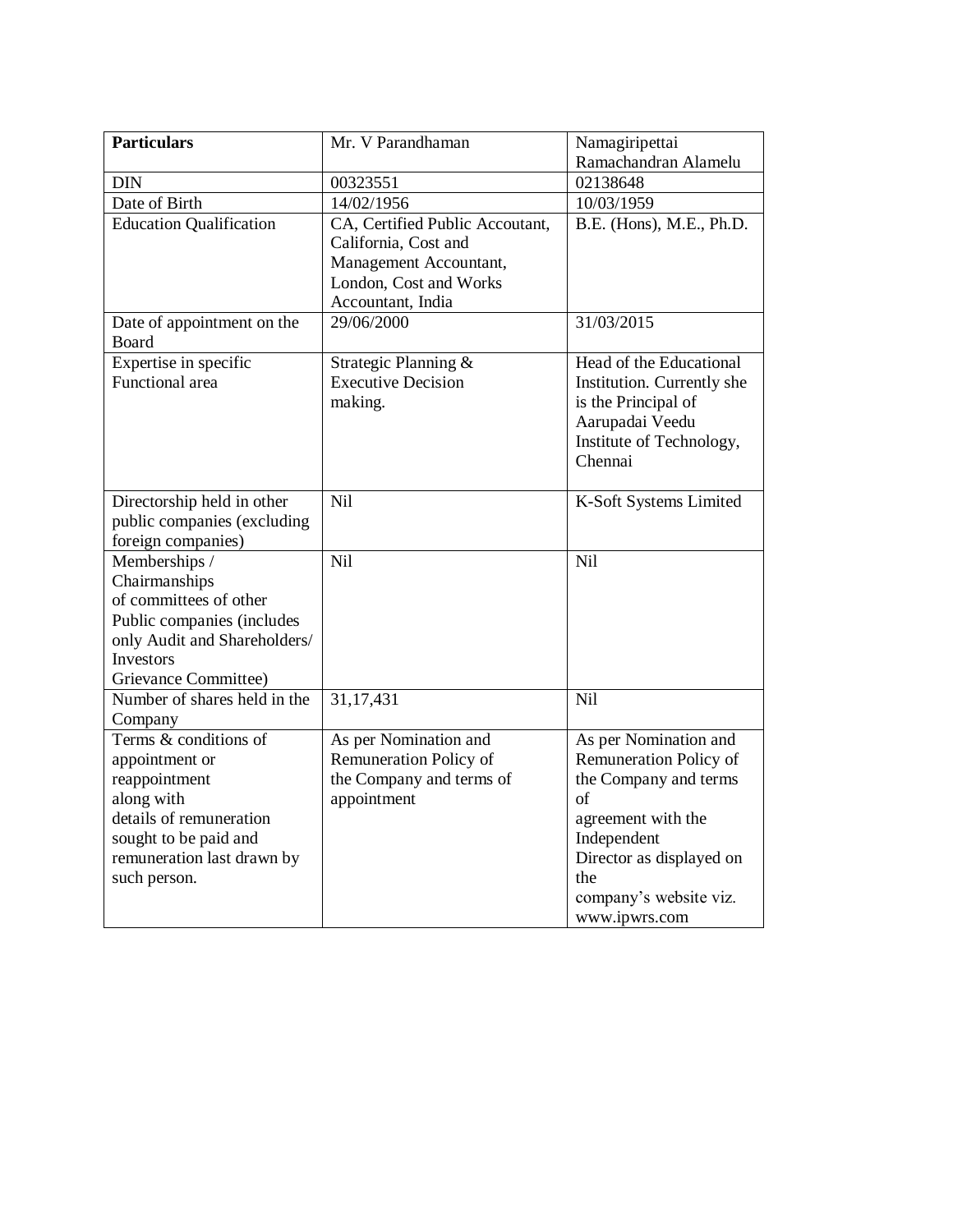| **Particulars** | Mr. V Parandhaman | Namagiripettai Ramachandran Alamelu |
| --- | --- | --- |
| DIN | 00323551 | 02138648 |
| Date of Birth | 14/02/1956 | 10/03/1959 |
| Education Qualification | CA, Certified Public Accoutant, California, Cost and Management Accountant, London, Cost and Works Accountant, India | B.E. (Hons), M.E., Ph.D. |
| Date of appointment on the Board | 29/06/2000 | 31/03/2015 |
| Expertise in specific Functional area | Strategic Planning & Executive Decision making. | Head of the Educational Institution. Currently she is the Principal of Aarupadai Veedu Institute of Technology, Chennai |
| Directorship held in other public companies (excluding foreign companies) | Nil | K-Soft Systems Limited |
| Memberships / Chairmanships of committees of other Public companies (includes only Audit and Shareholders/ Investors Grievance Committee) | Nil | Nil |
| Number of shares held in the Company | 31,17,431 | Nil |
| Terms & conditions of appointment or reappointment along with details of remuneration sought to be paid and remuneration last drawn by such person. | As per Nomination and Remuneration Policy of the Company and terms of appointment | As per Nomination and Remuneration Policy of the Company and terms of agreement with the Independent Director as displayed on the company's website viz. www.ipwrs.com |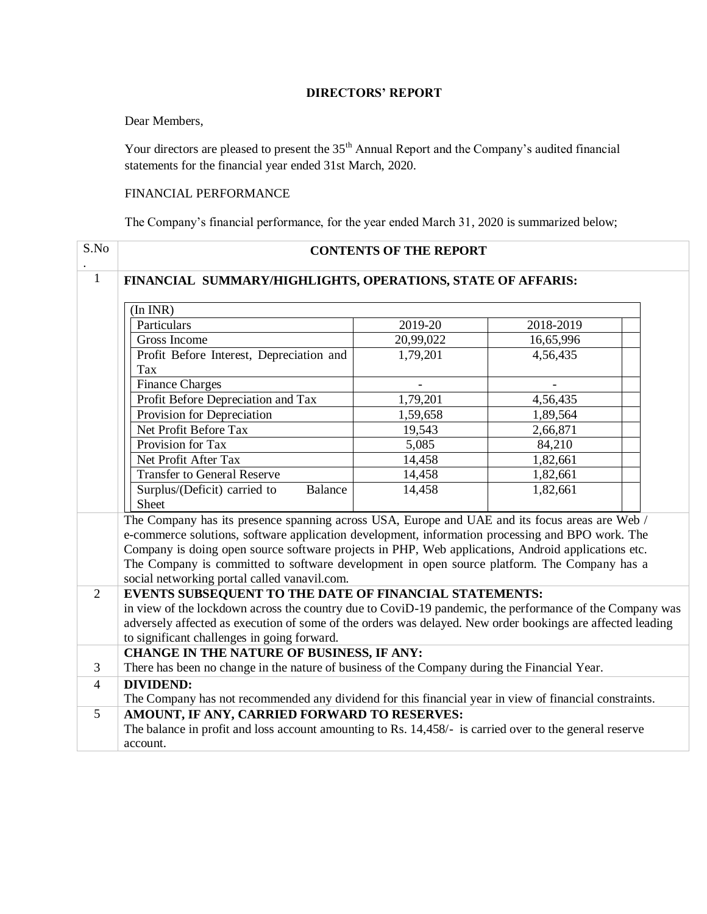# DIRECTORS' REPORT

Dear Members,

Your directors are pleased to present the 35th Annual Report and the Company's audited financial statements for the financial year ended 31st March, 2020.

FINANCIAL PERFORMANCE

The Company's financial performance, for the year ended March 31, 2020 is summarized below;

| S.No. | CONTENTS OF THE REPORT |
|---|---|
| 1 | **FINANCIAL SUMMARY/HIGHLIGHTS, OPERATIONS, STATE OF AFFARIS:** |

(In INR)

| Particulars | 2019-20 | 2018-2019 |
|---|---|---|
| Gross Income | 20,99,022 | 16,65,996 |
| Profit Before Interest, Depreciation and Tax | 1,79,201 | 4,56,435 |
| Finance Charges | - | - |
| Profit Before Depreciation and Tax | 1,79,201 | 4,56,435 |
| Provision for Depreciation | 1,59,658 | 1,89,564 |
| Net Profit Before Tax | 19,543 | 2,66,871 |
| Provision for Tax | 5,085 | 84,210 |
| Net Profit After Tax | 14,458 | 1,82,661 |
| Transfer to General Reserve | 14,458 | 1,82,661 |
| Surplus/(Deficit) carried to Balance Sheet | 14,458 | 1,82,661 |

The Company has its presence spanning across USA, Europe and UAE and its focus areas are Web / e-commerce solutions, software application development, information processing and BPO work. The Company is doing open source software projects in PHP, Web applications, Android applications etc. The Company is committed to software development in open source platform. The Company has a social networking portal called vanavil.com.

| S.No. | CONTENTS OF THE REPORT |
|---|---|
| 2 | **EVENTS SUBSEQUENT TO THE DATE OF FINANCIAL STATEMENTS:** in view of the lockdown across the country due to CoviD-19 pandemic, the performance of the Company was adversely affected as execution of some of the orders was delayed. New order bookings are affected leading to significant challenges in going forward. |
| 3 | **CHANGE IN THE NATURE OF BUSINESS, IF ANY:** There has been no change in the nature of business of the Company during the Financial Year. |
| 4 | **DIVIDEND:** The Company has not recommended any dividend for this financial year in view of financial constraints. |
| 5 | **AMOUNT, IF ANY, CARRIED FORWARD TO RESERVES:** The balance in profit and loss account amounting to Rs. 14,458/- is carried over to the general reserve account. |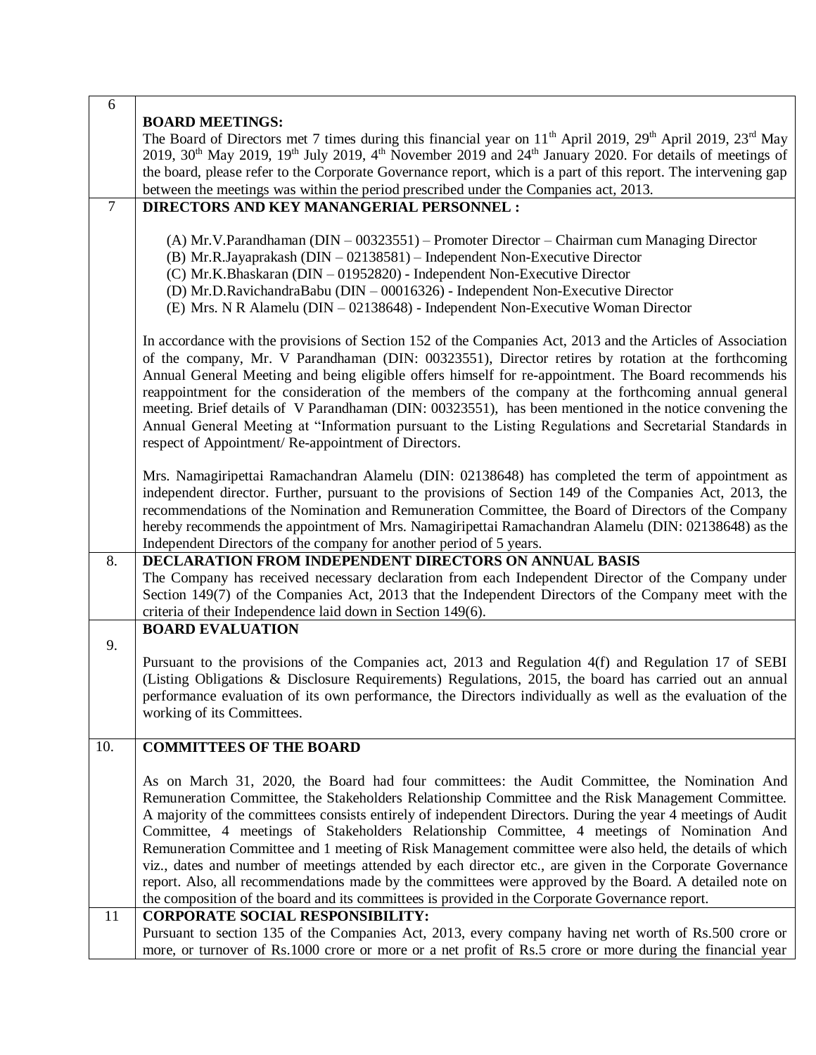| | |
|---|---|
| 6 | **BOARD MEETINGS:**<br>The Board of Directors met 7 times during this financial year on 11th April 2019, 29th April 2019, 23rd May 2019, 30th May 2019, 19th July 2019, 4th November 2019 and 24th January 2020. For details of meetings of the board, please refer to the Corporate Governance report, which is a part of this report. The intervening gap between the meetings was within the period prescribed under the Companies act, 2013. |
| 7 | **DIRECTORS AND KEY MANANGERIAL PERSONNEL :**<br><br>(A) Mr.V.Parandhaman (DIN – 00323551) – Promoter Director – Chairman cum Managing Director<br>(B) Mr.R.Jayaprakash (DIN – 02138581) – Independent Non-Executive Director<br>(C) Mr.K.Bhaskaran (DIN – 01952820) - Independent Non-Executive Director<br>(D) Mr.D.RavichandraBabu (DIN – 00016326) - Independent Non-Executive Director<br>(E) Mrs. N R Alamelu (DIN – 02138648) - Independent Non-Executive Woman Director<br><br>In accordance with the provisions of Section 152 of the Companies Act, 2013 and the Articles of Association of the company, Mr. V Parandhaman (DIN: 00323551), Director retires by rotation at the forthcoming Annual General Meeting and being eligible offers himself for re-appointment. The Board recommends his reappointment for the consideration of the members of the company at the forthcoming annual general meeting. Brief details of V Parandhaman (DIN: 00323551), has been mentioned in the notice convening the Annual General Meeting at "Information pursuant to the Listing Regulations and Secretarial Standards in respect of Appointment/ Re-appointment of Directors.<br><br>Mrs. Namagiripettai Ramachandran Alamelu (DIN: 02138648) has completed the term of appointment as independent director. Further, pursuant to the provisions of Section 149 of the Companies Act, 2013, the recommendations of the Nomination and Remuneration Committee, the Board of Directors of the Company hereby recommends the appointment of Mrs. Namagiripettai Ramachandran Alamelu (DIN: 02138648) as the Independent Directors of the company for another period of 5 years. |
| 8. | **DECLARATION FROM INDEPENDENT DIRECTORS ON ANNUAL BASIS**<br>The Company has received necessary declaration from each Independent Director of the Company under Section 149(7) of the Companies Act, 2013 that the Independent Directors of the Company meet with the criteria of their Independence laid down in Section 149(6). |
| 9. | **BOARD EVALUATION**<br><br>Pursuant to the provisions of the Companies act, 2013 and Regulation 4(f) and Regulation 17 of SEBI (Listing Obligations & Disclosure Requirements) Regulations, 2015, the board has carried out an annual performance evaluation of its own performance, the Directors individually as well as the evaluation of the working of its Committees. |
| 10. | **COMMITTEES OF THE BOARD**<br><br>As on March 31, 2020, the Board had four committees: the Audit Committee, the Nomination And Remuneration Committee, the Stakeholders Relationship Committee and the Risk Management Committee. A majority of the committees consists entirely of independent Directors. During the year 4 meetings of Audit Committee, 4 meetings of Stakeholders Relationship Committee, 4 meetings of Nomination And Remuneration Committee and 1 meeting of Risk Management committee were also held, the details of which viz., dates and number of meetings attended by each director etc., are given in the Corporate Governance report. Also, all recommendations made by the committees were approved by the Board. A detailed note on the composition of the board and its committees is provided in the Corporate Governance report. |
| 11 | **CORPORATE SOCIAL RESPONSIBILITY:**<br>Pursuant to section 135 of the Companies Act, 2013, every company having net worth of Rs.500 crore or more, or turnover of Rs.1000 crore or more or a net profit of Rs.5 crore or more during the financial year |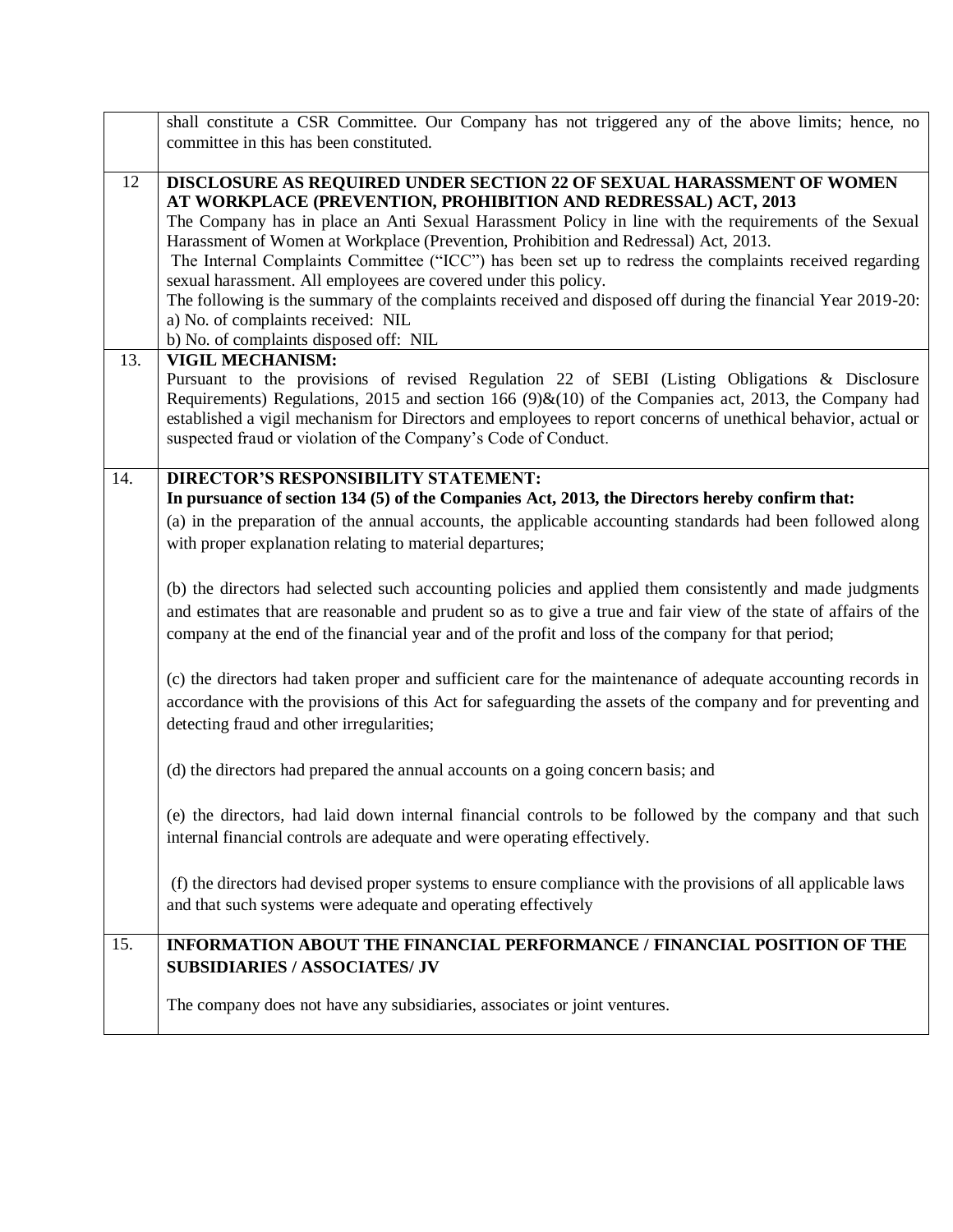| | |
|---|---|
| | shall constitute a CSR Committee. Our Company has not triggered any of the above limits; hence, no committee in this has been constituted. |
| 12 | **DISCLOSURE AS REQUIRED UNDER SECTION 22 OF SEXUAL HARASSMENT OF WOMEN AT WORKPLACE (PREVENTION, PROHIBITION AND REDRESSAL) ACT, 2013**<br>The Company has in place an Anti Sexual Harassment Policy in line with the requirements of the Sexual Harassment of Women at Workplace (Prevention, Prohibition and Redressal) Act, 2013.<br>The Internal Complaints Committee ("ICC") has been set up to redress the complaints received regarding sexual harassment. All employees are covered under this policy.<br>The following is the summary of the complaints received and disposed off during the financial Year 2019-20:<br>a) No. of complaints received: NIL<br>b) No. of complaints disposed off: NIL |
| 13. | **VIGIL MECHANISM:**<br>Pursuant to the provisions of revised Regulation 22 of SEBI (Listing Obligations & Disclosure Requirements) Regulations, 2015 and section 166 (9)&(10) of the Companies act, 2013, the Company had established a vigil mechanism for Directors and employees to report concerns of unethical behavior, actual or suspected fraud or violation of the Company's Code of Conduct. |
| 14. | **DIRECTOR'S RESPONSIBILITY STATEMENT:**<br>**In pursuance of section 134 (5) of the Companies Act, 2013, the Directors hereby confirm that:**<br>(a) in the preparation of the annual accounts, the applicable accounting standards had been followed along with proper explanation relating to material departures;<br><br>(b) the directors had selected such accounting policies and applied them consistently and made judgments and estimates that are reasonable and prudent so as to give a true and fair view of the state of affairs of the company at the end of the financial year and of the profit and loss of the company for that period;<br><br>(c) the directors had taken proper and sufficient care for the maintenance of adequate accounting records in accordance with the provisions of this Act for safeguarding the assets of the company and for preventing and detecting fraud and other irregularities;<br><br>(d) the directors had prepared the annual accounts on a going concern basis; and<br><br>(e) the directors, had laid down internal financial controls to be followed by the company and that such internal financial controls are adequate and were operating effectively.<br><br>(f) the directors had devised proper systems to ensure compliance with the provisions of all applicable laws and that such systems were adequate and operating effectively |
| 15. | **INFORMATION ABOUT THE FINANCIAL PERFORMANCE / FINANCIAL POSITION OF THE SUBSIDIARIES / ASSOCIATES/ JV**<br><br>The company does not have any subsidiaries, associates or joint ventures. |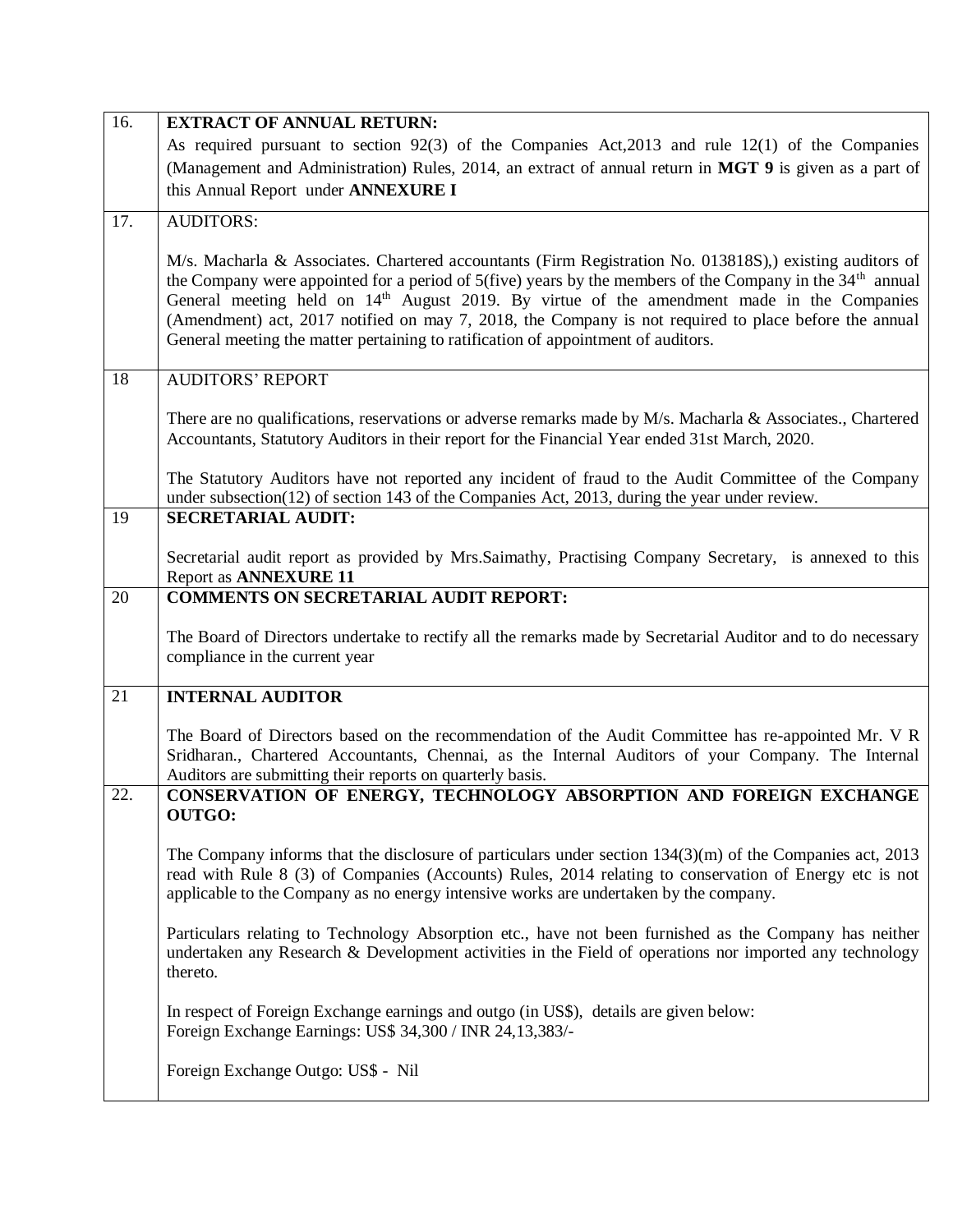| | |
|---|---|
| 16. | **EXTRACT OF ANNUAL RETURN:**<br>As required pursuant to section 92(3) of the Companies Act,2013 and rule 12(1) of the Companies (Management and Administration) Rules, 2014, an extract of annual return in **MGT 9** is given as a part of this Annual Report under **ANNEXURE I** |
| 17. | AUDITORS:<br><br>M/s. Macharla & Associates. Chartered accountants (Firm Registration No. 013818S),) existing auditors of the Company were appointed for a period of 5(five) years by the members of the Company in the 34th annual General meeting held on 14th August 2019. By virtue of the amendment made in the Companies (Amendment) act, 2017 notified on may 7, 2018, the Company is not required to place before the annual General meeting the matter pertaining to ratification of appointment of auditors. |
| 18 | AUDITORS' REPORT<br><br>There are no qualifications, reservations or adverse remarks made by M/s. Macharla & Associates., Chartered Accountants, Statutory Auditors in their report for the Financial Year ended 31st March, 2020.<br><br>The Statutory Auditors have not reported any incident of fraud to the Audit Committee of the Company under subsection(12) of section 143 of the Companies Act, 2013, during the year under review. |
| 19 | **SECRETARIAL AUDIT:**<br><br>Secretarial audit report as provided by Mrs.Saimathy, Practising Company Secretary, is annexed to this Report as **ANNEXURE 11** |
| 20 | **COMMENTS ON SECRETARIAL AUDIT REPORT:**<br><br>The Board of Directors undertake to rectify all the remarks made by Secretarial Auditor and to do necessary compliance in the current year |
| 21 | **INTERNAL AUDITOR**<br><br>The Board of Directors based on the recommendation of the Audit Committee has re-appointed Mr. V R Sridharan., Chartered Accountants, Chennai, as the Internal Auditors of your Company. The Internal Auditors are submitting their reports on quarterly basis. |
| 22. | **CONSERVATION OF ENERGY, TECHNOLOGY ABSORPTION AND FOREIGN EXCHANGE OUTGO:**<br><br>The Company informs that the disclosure of particulars under section 134(3)(m) of the Companies act, 2013 read with Rule 8 (3) of Companies (Accounts) Rules, 2014 relating to conservation of Energy etc is not applicable to the Company as no energy intensive works are undertaken by the company.<br><br>Particulars relating to Technology Absorption etc., have not been furnished as the Company has neither undertaken any Research & Development activities in the Field of operations nor imported any technology thereto.<br><br>In respect of Foreign Exchange earnings and outgo (in US$), details are given below:<br>Foreign Exchange Earnings: US$ 34,300 / INR 24,13,383/-<br><br>Foreign Exchange Outgo: US$ - Nil |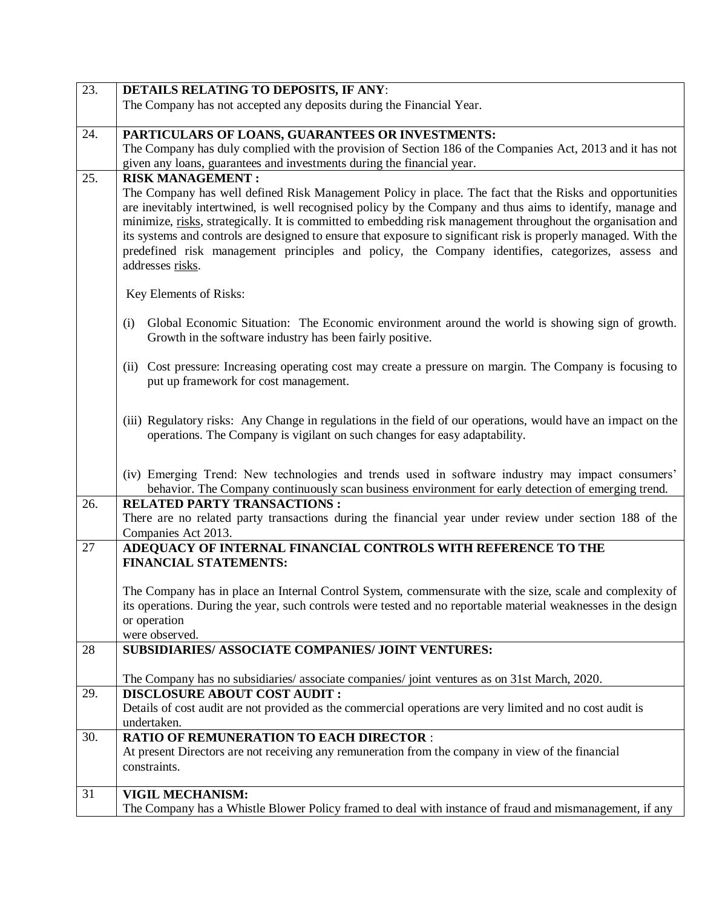| | |
|---|---|
| 23. | **DETAILS RELATING TO DEPOSITS, IF ANY**:<br>The Company has not accepted any deposits during the Financial Year. |
| 24. | **PARTICULARS OF LOANS, GUARANTEES OR INVESTMENTS:**<br>The Company has duly complied with the provision of Section 186 of the Companies Act, 2013 and it has not given any loans, guarantees and investments during the financial year. |
| 25. | **RISK MANAGEMENT :**<br>The Company has well defined Risk Management Policy in place. The fact that the Risks and opportunities are inevitably intertwined, is well recognised policy by the Company and thus aims to identify, manage and minimize, risks, strategically. It is committed to embedding risk management throughout the organisation and its systems and controls are designed to ensure that exposure to significant risk is properly managed. With the predefined risk management principles and policy, the Company identifies, categorizes, assess and addresses risks.<br><br>Key Elements of Risks:<br><br>(i) Global Economic Situation: The Economic environment around the world is showing sign of growth. Growth in the software industry has been fairly positive.<br><br>(ii) Cost pressure: Increasing operating cost may create a pressure on margin. The Company is focusing to put up framework for cost management.<br><br>(iii) Regulatory risks: Any Change in regulations in the field of our operations, would have an impact on the operations. The Company is vigilant on such changes for easy adaptability.<br><br>(iv) Emerging Trend: New technologies and trends used in software industry may impact consumers' behavior. The Company continuously scan business environment for early detection of emerging trend. |
| 26. | **RELATED PARTY TRANSACTIONS :**<br>There are no related party transactions during the financial year under review under section 188 of the Companies Act 2013. |
| 27 | **ADEQUACY OF INTERNAL FINANCIAL CONTROLS WITH REFERENCE TO THE FINANCIAL STATEMENTS:**<br><br>The Company has in place an Internal Control System, commensurate with the size, scale and complexity of its operations. During the year, such controls were tested and no reportable material weaknesses in the design or operation were observed. |
| 28 | **SUBSIDIARIES/ ASSOCIATE COMPANIES/ JOINT VENTURES:**<br><br>The Company has no subsidiaries/ associate companies/ joint ventures as on 31st March, 2020. |
| 29. | **DISCLOSURE ABOUT COST AUDIT :**<br>Details of cost audit are not provided as the commercial operations are very limited and no cost audit is undertaken. |
| 30. | **RATIO OF REMUNERATION TO EACH DIRECTOR** :<br>At present Directors are not receiving any remuneration from the company in view of the financial constraints. |
| 31 | **VIGIL MECHANISM:**<br>The Company has a Whistle Blower Policy framed to deal with instance of fraud and mismanagement, if any |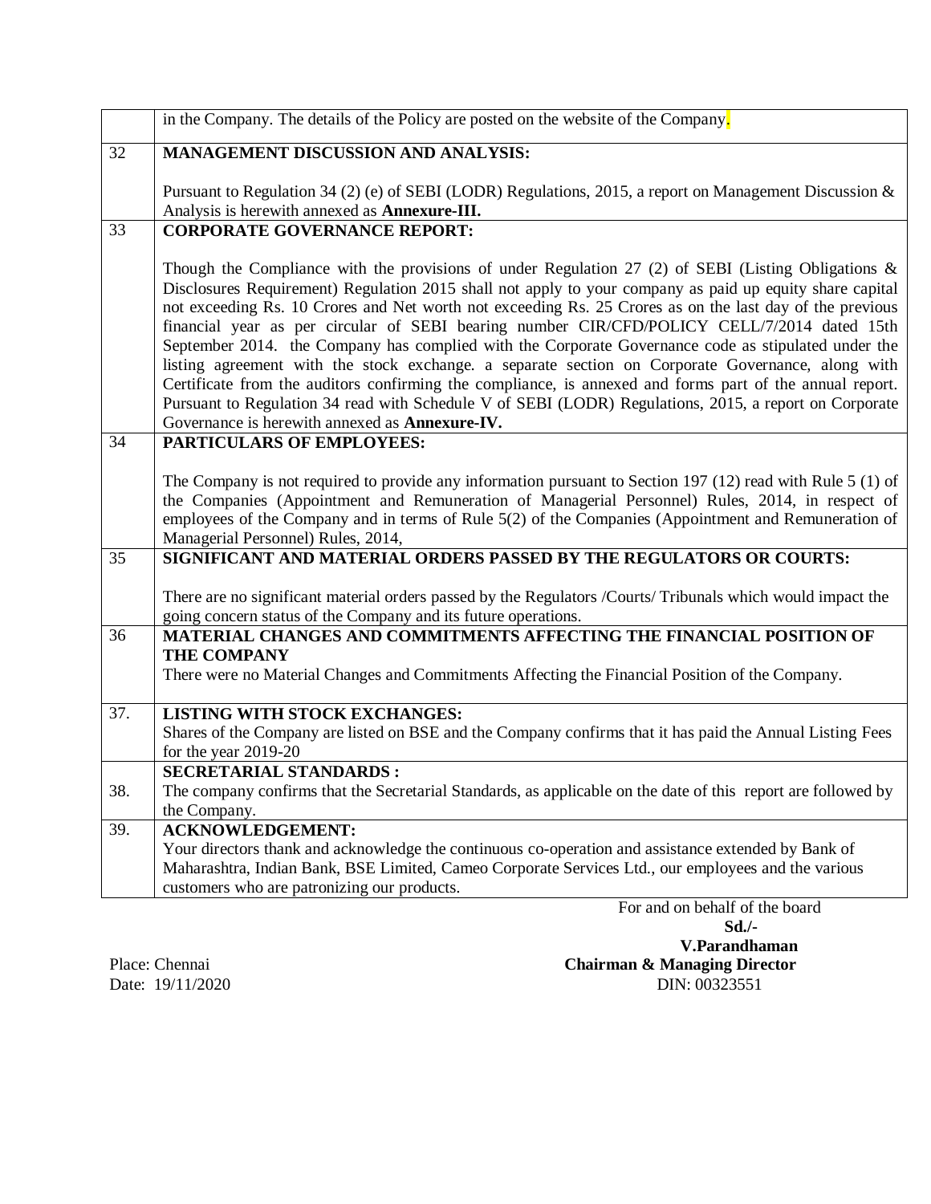| | |
|---|---|
| | in the Company. The details of the Policy are posted on the website of the Company. |
| 32 | **MANAGEMENT DISCUSSION AND ANALYSIS:**<br><br>Pursuant to Regulation 34 (2) (e) of SEBI (LODR) Regulations, 2015, a report on Management Discussion & Analysis is herewith annexed as **Annexure-III.** |
| 33 | **CORPORATE GOVERNANCE REPORT:**<br><br>Though the Compliance with the provisions of under Regulation 27 (2) of SEBI (Listing Obligations & Disclosures Requirement) Regulation 2015 shall not apply to your company as paid up equity share capital not exceeding Rs. 10 Crores and Net worth not exceeding Rs. 25 Crores as on the last day of the previous financial year as per circular of SEBI bearing number CIR/CFD/POLICY CELL/7/2014 dated 15th September 2014. the Company has complied with the Corporate Governance code as stipulated under the listing agreement with the stock exchange. a separate section on Corporate Governance, along with Certificate from the auditors confirming the compliance, is annexed and forms part of the annual report. Pursuant to Regulation 34 read with Schedule V of SEBI (LODR) Regulations, 2015, a report on Corporate Governance is herewith annexed as **Annexure-IV.** |
| 34 | **PARTICULARS OF EMPLOYEES:**<br><br>The Company is not required to provide any information pursuant to Section 197 (12) read with Rule 5 (1) of the Companies (Appointment and Remuneration of Managerial Personnel) Rules, 2014, in respect of employees of the Company and in terms of Rule 5(2) of the Companies (Appointment and Remuneration of Managerial Personnel) Rules, 2014, |
| 35 | **SIGNIFICANT AND MATERIAL ORDERS PASSED BY THE REGULATORS OR COURTS:**<br><br>There are no significant material orders passed by the Regulators /Courts/ Tribunals which would impact the going concern status of the Company and its future operations. |
| 36 | **MATERIAL CHANGES AND COMMITMENTS AFFECTING THE FINANCIAL POSITION OF THE COMPANY**<br>There were no Material Changes and Commitments Affecting the Financial Position of the Company. |
| 37. | **LISTING WITH STOCK EXCHANGES:**<br>Shares of the Company are listed on BSE and the Company confirms that it has paid the Annual Listing Fees for the year 2019-20 |
| 38. | **SECRETARIAL STANDARDS :**<br>The company confirms that the Secretarial Standards, as applicable on the date of this report are followed by the Company. |
| 39. | **ACKNOWLEDGEMENT:**<br>Your directors thank and acknowledge the continuous co-operation and assistance extended by Bank of Maharashtra, Indian Bank, BSE Limited, Cameo Corporate Services Ltd., our employees and the various customers who are patronizing our products. |

For and on behalf of the board

**Sd./-**

**V.Parandhaman**

**Chairman & Managing Director**

DIN: 00323551

Place: Chennai

Date: 19/11/2020